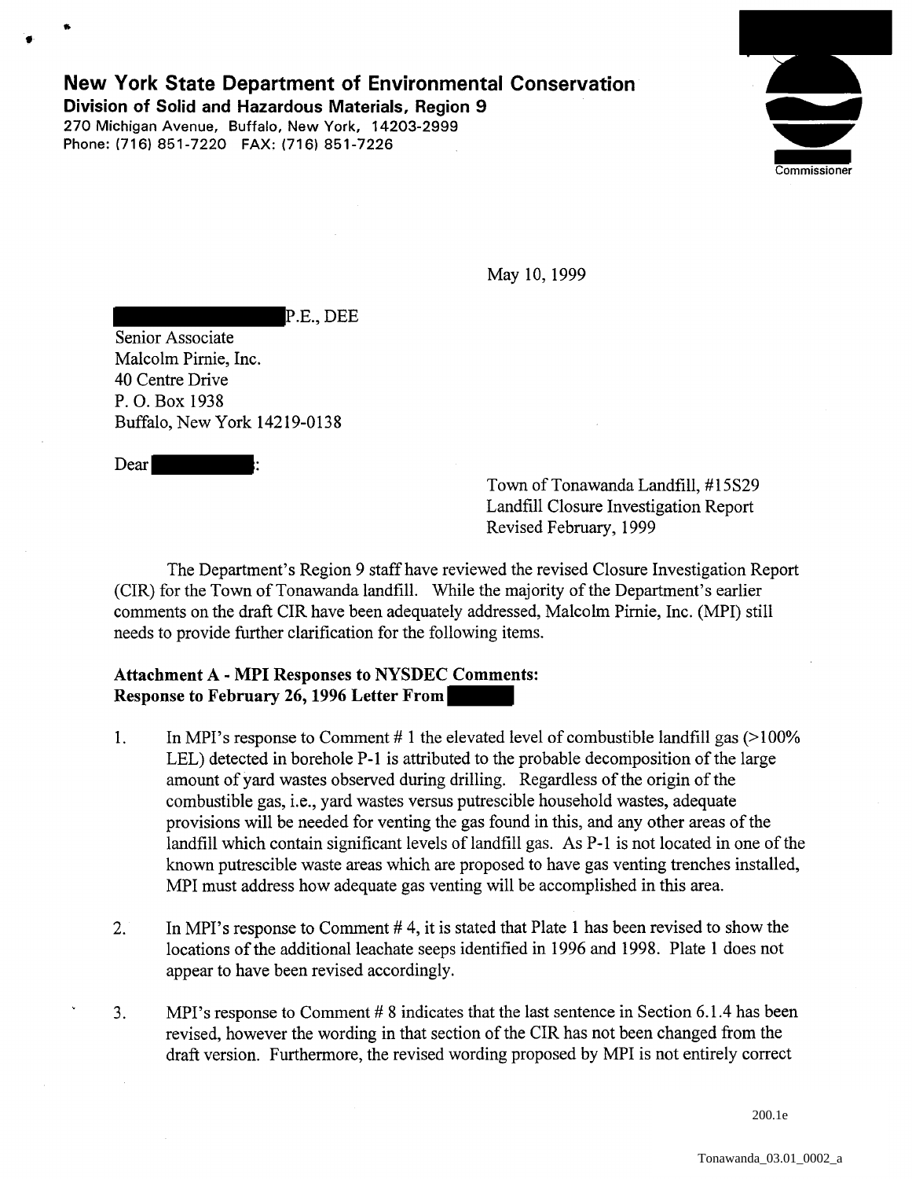# New York State Department of Environmental Conservation

**Division of Solid and Hazardous Materials, Region 9**
270 Michigan Avenue, Buffalo, New York, 14203-2999
Phone: (716) 851-7220 FAX: (716) 851-7226

Commissioner

May 10, 1999

P.E., DEE
Senior Associate
Malcolm Pirnie, Inc.
40 Centre Drive
P. O. Box 1938
Buffalo, New York 14219-0138

Dear :

Town of Tonawanda Landfill, #15S29
Landfill Closure Investigation Report
Revised February, 1999

The Department's Region 9 staff have reviewed the revised Closure Investigation Report (CIR) for the Town of Tonawanda landfill. While the majority of the Department's earlier comments on the draft CIR have been adequately addressed, Malcolm Pirnie, Inc. (MPI) still needs to provide further clarification for the following items.

**Attachment A - MPI Responses to NYSDEC Comments:**
**Response to February 26, 1996 Letter From**

1. In MPI's response to Comment # 1 the elevated level of combustible landfill gas (>100% LEL) detected in borehole P-1 is attributed to the probable decomposition of the large amount of yard wastes observed during drilling. Regardless of the origin of the combustible gas, i.e., yard wastes versus putrescible household wastes, adequate provisions will be needed for venting the gas found in this, and any other areas of the landfill which contain significant levels of landfill gas. As P-1 is not located in one of the known putrescible waste areas which are proposed to have gas venting trenches installed, MPI must address how adequate gas venting will be accomplished in this area.

2. In MPI's response to Comment # 4, it is stated that Plate 1 has been revised to show the locations of the additional leachate seeps identified in 1996 and 1998. Plate 1 does not appear to have been revised accordingly.

3. MPI's response to Comment # 8 indicates that the last sentence in Section 6.1.4 has been revised, however the wording in that section of the CIR has not been changed from the draft version. Furthermore, the revised wording proposed by MPI is not entirely correct

200.1e

Tonawanda_03.01_0002_a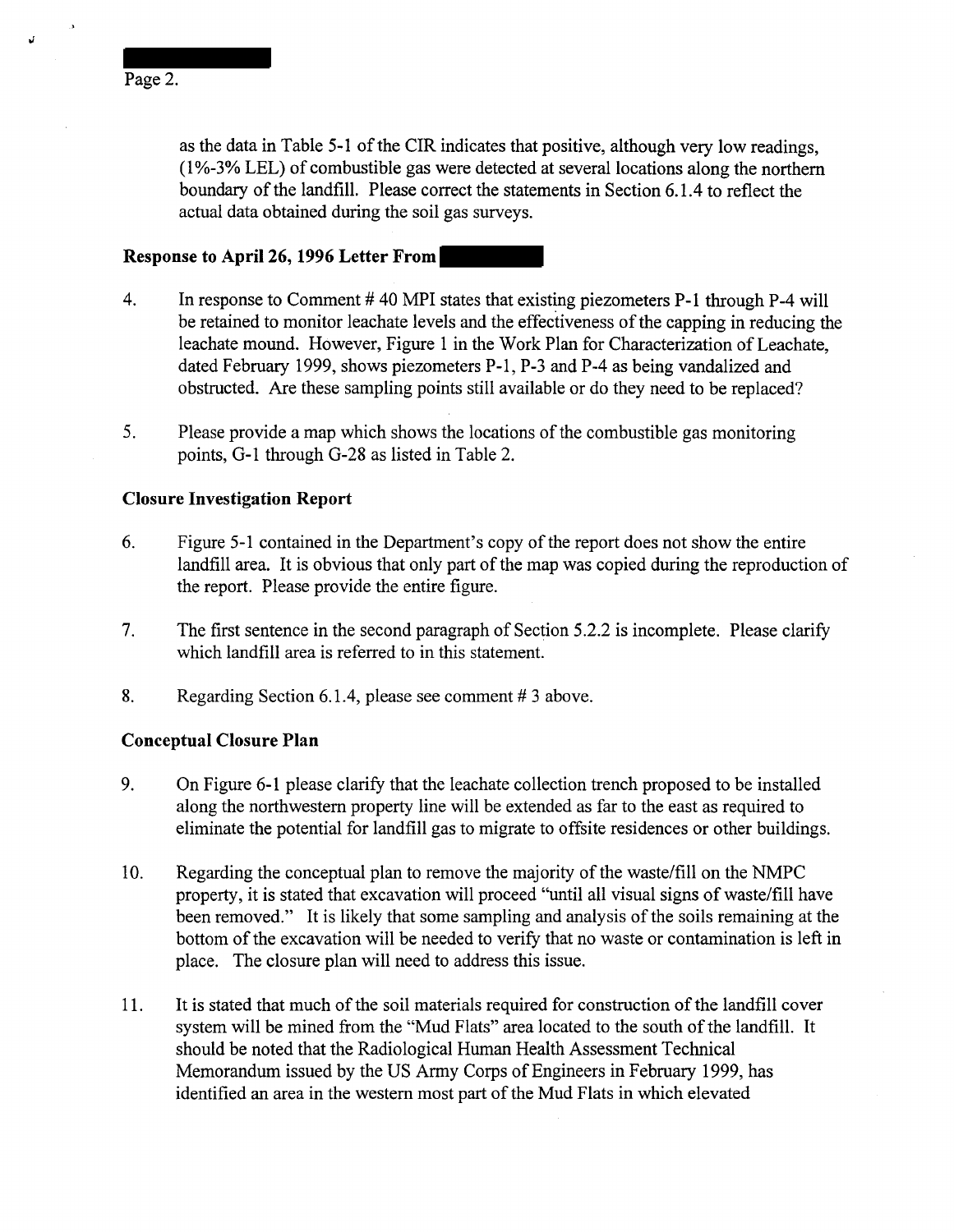as the data in Table 5-1 of the CIR indicates that positive, although very low readings, (1%-3% LEL) of combustible gas were detected at several locations along the northern boundary of the landfill. Please correct the statements in Section 6.1.4 to reflect the actual data obtained during the soil gas surveys.

**Response to April 26, 1996 Letter From**

4. In response to Comment # 40 MPI states that existing piezometers P-1 through P-4 will be retained to monitor leachate levels and the effectiveness of the capping in reducing the leachate mound. However, Figure 1 in the Work Plan for Characterization of Leachate, dated February 1999, shows piezometers P-1, P-3 and P-4 as being vandalized and obstructed. Are these sampling points still available or do they need to be replaced?

5. Please provide a map which shows the locations of the combustible gas monitoring points, G-1 through G-28 as listed in Table 2.

**Closure Investigation Report**

6. Figure 5-1 contained in the Department's copy of the report does not show the entire landfill area. It is obvious that only part of the map was copied during the reproduction of the report. Please provide the entire figure.

7. The first sentence in the second paragraph of Section 5.2.2 is incomplete. Please clarify which landfill area is referred to in this statement.

8. Regarding Section 6.1.4, please see comment # 3 above.

**Conceptual Closure Plan**

9. On Figure 6-1 please clarify that the leachate collection trench proposed to be installed along the northwestern property line will be extended as far to the east as required to eliminate the potential for landfill gas to migrate to offsite residences or other buildings.

10. Regarding the conceptual plan to remove the majority of the waste/fill on the NMPC property, it is stated that excavation will proceed "until all visual signs of waste/fill have been removed." It is likely that some sampling and analysis of the soils remaining at the bottom of the excavation will be needed to verify that no waste or contamination is left in place. The closure plan will need to address this issue.

11. It is stated that much of the soil materials required for construction of the landfill cover system will be mined from the "Mud Flats" area located to the south of the landfill. It should be noted that the Radiological Human Health Assessment Technical Memorandum issued by the US Army Corps of Engineers in February 1999, has identified an area in the western most part of the Mud Flats in which elevated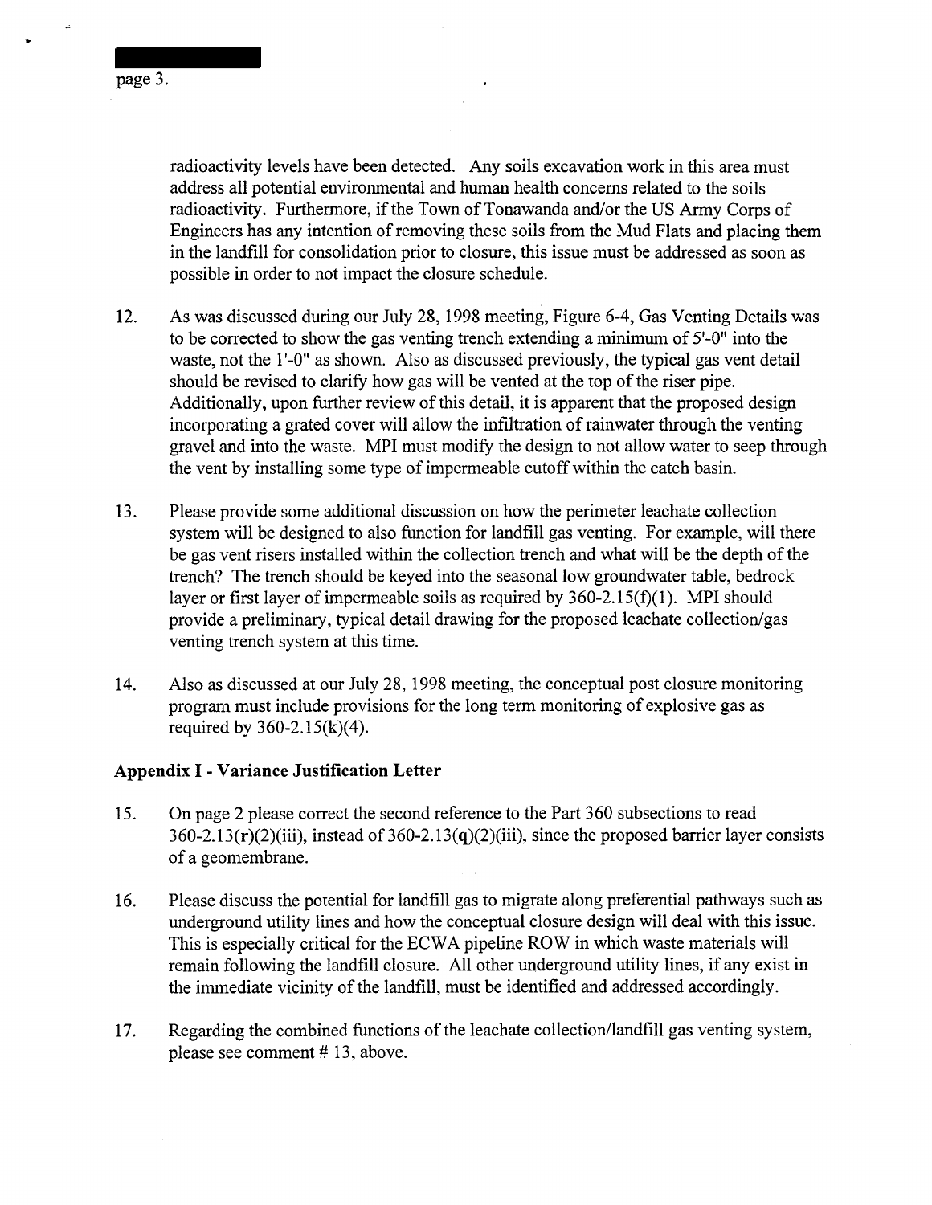radioactivity levels have been detected. Any soils excavation work in this area must address all potential environmental and human health concerns related to the soils radioactivity. Furthermore, if the Town of Tonawanda and/or the US Army Corps of Engineers has any intention of removing these soils from the Mud Flats and placing them in the landfill for consolidation prior to closure, this issue must be addressed as soon as possible in order to not impact the closure schedule.

12. As was discussed during our July 28, 1998 meeting, Figure 6-4, Gas Venting Details was to be corrected to show the gas venting trench extending a minimum of 5'-0" into the waste, not the 1'-0" as shown. Also as discussed previously, the typical gas vent detail should be revised to clarify how gas will be vented at the top of the riser pipe. Additionally, upon further review of this detail, it is apparent that the proposed design incorporating a grated cover will allow the infiltration of rainwater through the venting gravel and into the waste. MPI must modify the design to not allow water to seep through the vent by installing some type of impermeable cutoff within the catch basin.

13. Please provide some additional discussion on how the perimeter leachate collection system will be designed to also function for landfill gas venting. For example, will there be gas vent risers installed within the collection trench and what will be the depth of the trench? The trench should be keyed into the seasonal low groundwater table, bedrock layer or first layer of impermeable soils as required by 360-2.15(f)(1). MPI should provide a preliminary, typical detail drawing for the proposed leachate collection/gas venting trench system at this time.

14. Also as discussed at our July 28, 1998 meeting, the conceptual post closure monitoring program must include provisions for the long term monitoring of explosive gas as required by 360-2.15(k)(4).

**Appendix I - Variance Justification Letter**

15. On page 2 please correct the second reference to the Part 360 subsections to read 360-2.13(**r**)(2)(iii), instead of 360-2.13(**q**)(2)(iii), since the proposed barrier layer consists of a geomembrane.

16. Please discuss the potential for landfill gas to migrate along preferential pathways such as underground utility lines and how the conceptual closure design will deal with this issue. This is especially critical for the ECWA pipeline ROW in which waste materials will remain following the landfill closure. All other underground utility lines, if any exist in the immediate vicinity of the landfill, must be identified and addressed accordingly.

17. Regarding the combined functions of the leachate collection/landfill gas venting system, please see comment # 13, above.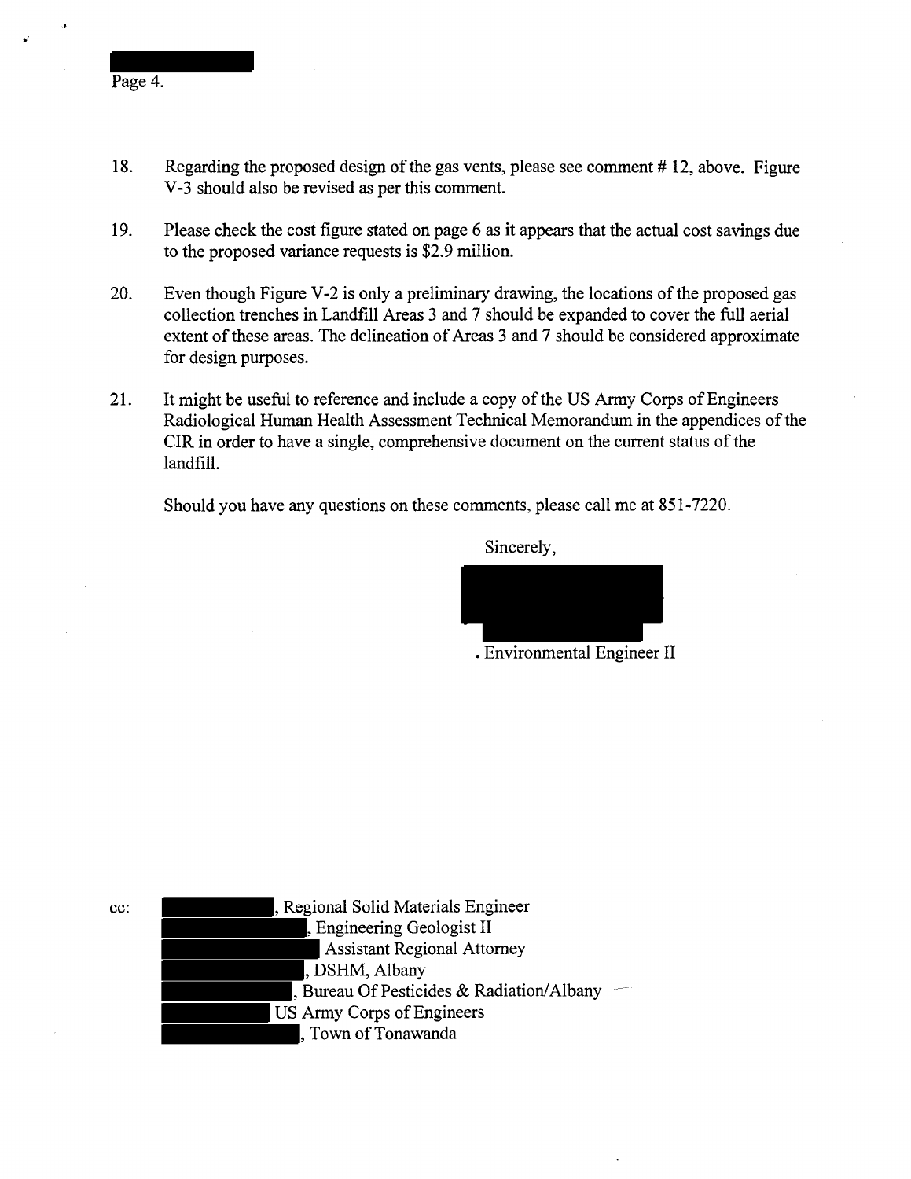18. Regarding the proposed design of the gas vents, please see comment # 12, above. Figure V-3 should also be revised as per this comment.

19. Please check the cost figure stated on page 6 as it appears that the actual cost savings due to the proposed variance requests is $2.9 million.

20. Even though Figure V-2 is only a preliminary drawing, the locations of the proposed gas collection trenches in Landfill Areas 3 and 7 should be expanded to cover the full aerial extent of these areas. The delineation of Areas 3 and 7 should be considered approximate for design purposes.

21. It might be useful to reference and include a copy of the US Army Corps of Engineers Radiological Human Health Assessment Technical Memorandum in the appendices of the CIR in order to have a single, comprehensive document on the current status of the landfill.

Should you have any questions on these comments, please call me at 851-7220.

Sincerely,

[REDACTED]
. Environmental Engineer II

cc: [REDACTED], Regional Solid Materials Engineer
[REDACTED], Engineering Geologist II
[REDACTED] Assistant Regional Attorney
[REDACTED], DSHM, Albany
[REDACTED], Bureau Of Pesticides & Radiation/Albany
[REDACTED] US Army Corps of Engineers
[REDACTED], Town of Tonawanda